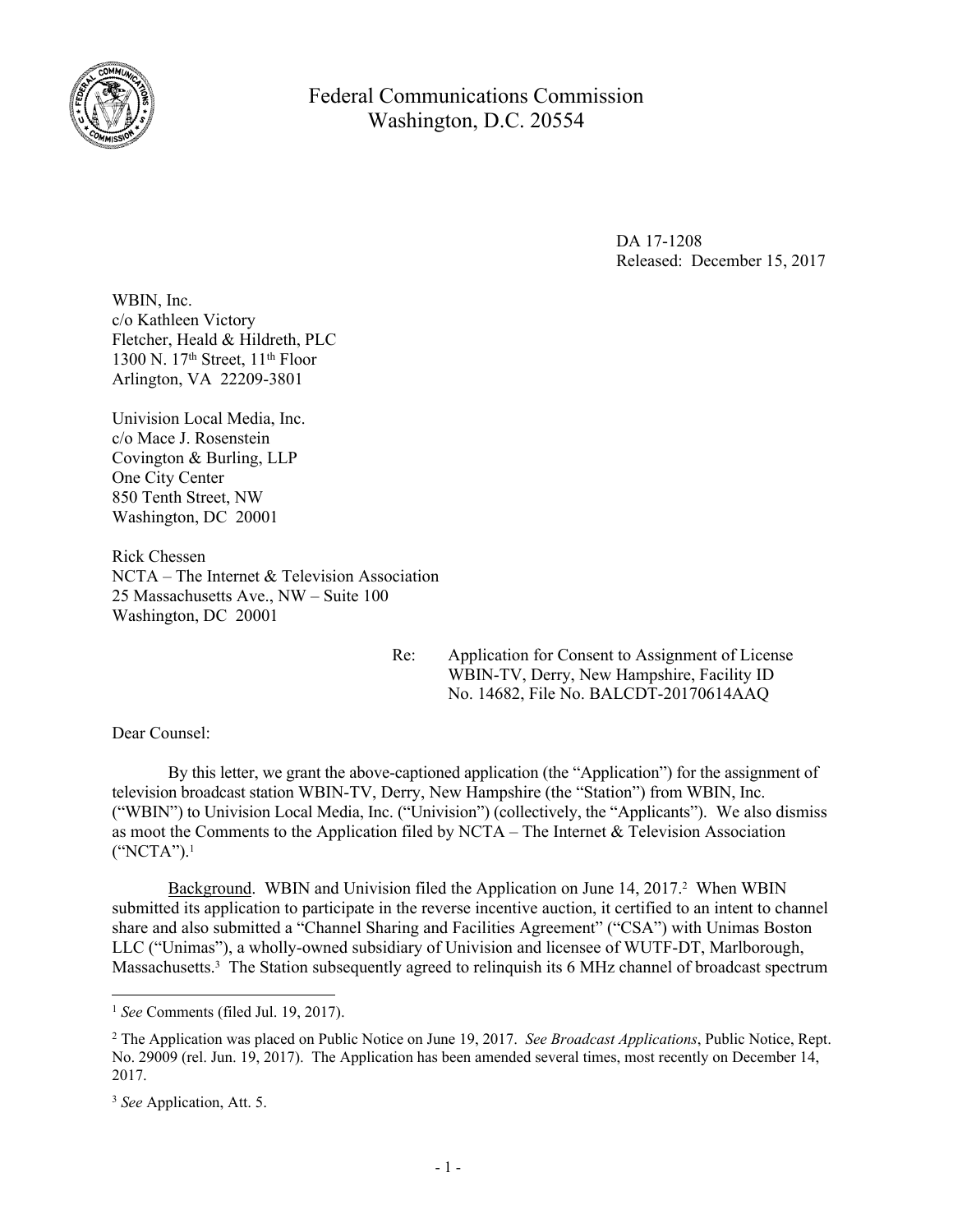Federal Communications Commission
Washington, D.C. 20554

DA 17-1208
Released: December 15, 2017

WBIN, Inc.
c/o Kathleen Victory
Fletcher, Heald & Hildreth, PLC
1300 N. 17th Street, 11th Floor
Arlington, VA 22209-3801

Univision Local Media, Inc.
c/o Mace J. Rosenstein
Covington & Burling, LLP
One City Center
850 Tenth Street, NW
Washington, DC 20001

Rick Chessen
NCTA – The Internet & Television Association
25 Massachusetts Ave., NW – Suite 100
Washington, DC 20001

Re: Application for Consent to Assignment of License
WBIN-TV, Derry, New Hampshire, Facility ID No. 14682, File No. BALCDT-20170614AAQ

Dear Counsel:

By this letter, we grant the above-captioned application (the "Application") for the assignment of television broadcast station WBIN-TV, Derry, New Hampshire (the "Station") from WBIN, Inc. ("WBIN") to Univision Local Media, Inc. ("Univision") (collectively, the "Applicants"). We also dismiss as moot the Comments to the Application filed by NCTA – The Internet & Television Association ("NCTA").[1]

Background. WBIN and Univision filed the Application on June 14, 2017.[2] When WBIN submitted its application to participate in the reverse incentive auction, it certified to an intent to channel share and also submitted a "Channel Sharing and Facilities Agreement" ("CSA") with Unimas Boston LLC ("Unimas"), a wholly-owned subsidiary of Univision and licensee of WUTF-DT, Marlborough, Massachusetts.[3] The Station subsequently agreed to relinquish its 6 MHz channel of broadcast spectrum

---

[1] *See* Comments (filed Jul. 19, 2017).

[2] The Application was placed on Public Notice on June 19, 2017. *See Broadcast Applications*, Public Notice, Rept. No. 29009 (rel. Jun. 19, 2017). The Application has been amended several times, most recently on December 14, 2017.

[3] *See* Application, Att. 5.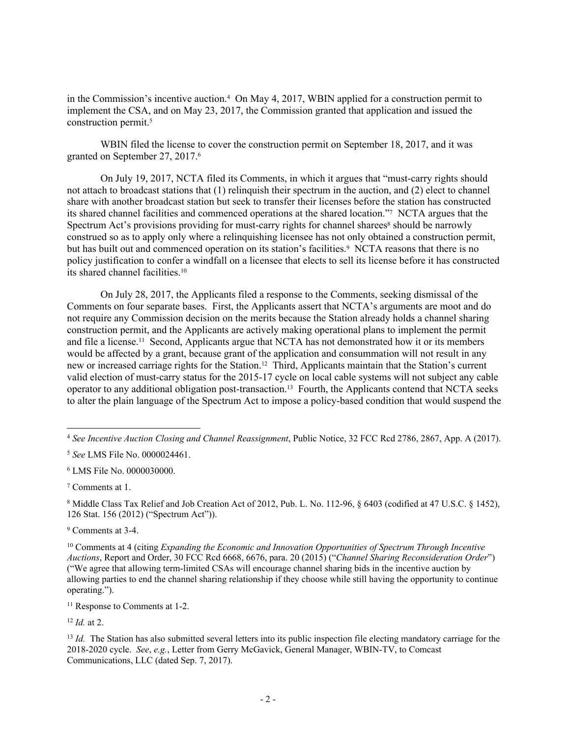in the Commission's incentive auction.[4] On May 4, 2017, WBIN applied for a construction permit to implement the CSA, and on May 23, 2017, the Commission granted that application and issued the construction permit.[5]

WBIN filed the license to cover the construction permit on September 18, 2017, and it was granted on September 27, 2017.[6]

On July 19, 2017, NCTA filed its Comments, in which it argues that "must-carry rights should not attach to broadcast stations that (1) relinquish their spectrum in the auction, and (2) elect to channel share with another broadcast station but seek to transfer their licenses before the station has constructed its shared channel facilities and commenced operations at the shared location."[7] NCTA argues that the Spectrum Act's provisions providing for must-carry rights for channel sharees[8] should be narrowly construed so as to apply only where a relinquishing licensee has not only obtained a construction permit, but has built out and commenced operation on its station's facilities.[9] NCTA reasons that there is no policy justification to confer a windfall on a licensee that elects to sell its license before it has constructed its shared channel facilities.[10]

On July 28, 2017, the Applicants filed a response to the Comments, seeking dismissal of the Comments on four separate bases. First, the Applicants assert that NCTA's arguments are moot and do not require any Commission decision on the merits because the Station already holds a channel sharing construction permit, and the Applicants are actively making operational plans to implement the permit and file a license.[11] Second, Applicants argue that NCTA has not demonstrated how it or its members would be affected by a grant, because grant of the application and consummation will not result in any new or increased carriage rights for the Station.[12] Third, Applicants maintain that the Station's current valid election of must-carry status for the 2015-17 cycle on local cable systems will not subject any cable operator to any additional obligation post-transaction.[13] Fourth, the Applicants contend that NCTA seeks to alter the plain language of the Spectrum Act to impose a policy-based condition that would suspend the

---

[4] *See Incentive Auction Closing and Channel Reassignment*, Public Notice, 32 FCC Rcd 2786, 2867, App. A (2017).

[5] *See* LMS File No. 0000024461.

[6] LMS File No. 0000030000.

[7] Comments at 1.

[8] Middle Class Tax Relief and Job Creation Act of 2012, Pub. L. No. 112-96, § 6403 (codified at 47 U.S.C. § 1452), 126 Stat. 156 (2012) ("Spectrum Act")).

[9] Comments at 3-4.

[10] Comments at 4 (citing *Expanding the Economic and Innovation Opportunities of Spectrum Through Incentive Auctions*, Report and Order, 30 FCC Rcd 6668, 6676, para. 20 (2015) ("*Channel Sharing Reconsideration Order*") ("We agree that allowing term-limited CSAs will encourage channel sharing bids in the incentive auction by allowing parties to end the channel sharing relationship if they choose while still having the opportunity to continue operating.").

[11] Response to Comments at 1-2.

[12] *Id.* at 2.

[13] *Id.* The Station has also submitted several letters into its public inspection file electing mandatory carriage for the 2018-2020 cycle. *See*, *e.g.*, Letter from Gerry McGavick, General Manager, WBIN-TV, to Comcast Communications, LLC (dated Sep. 7, 2017).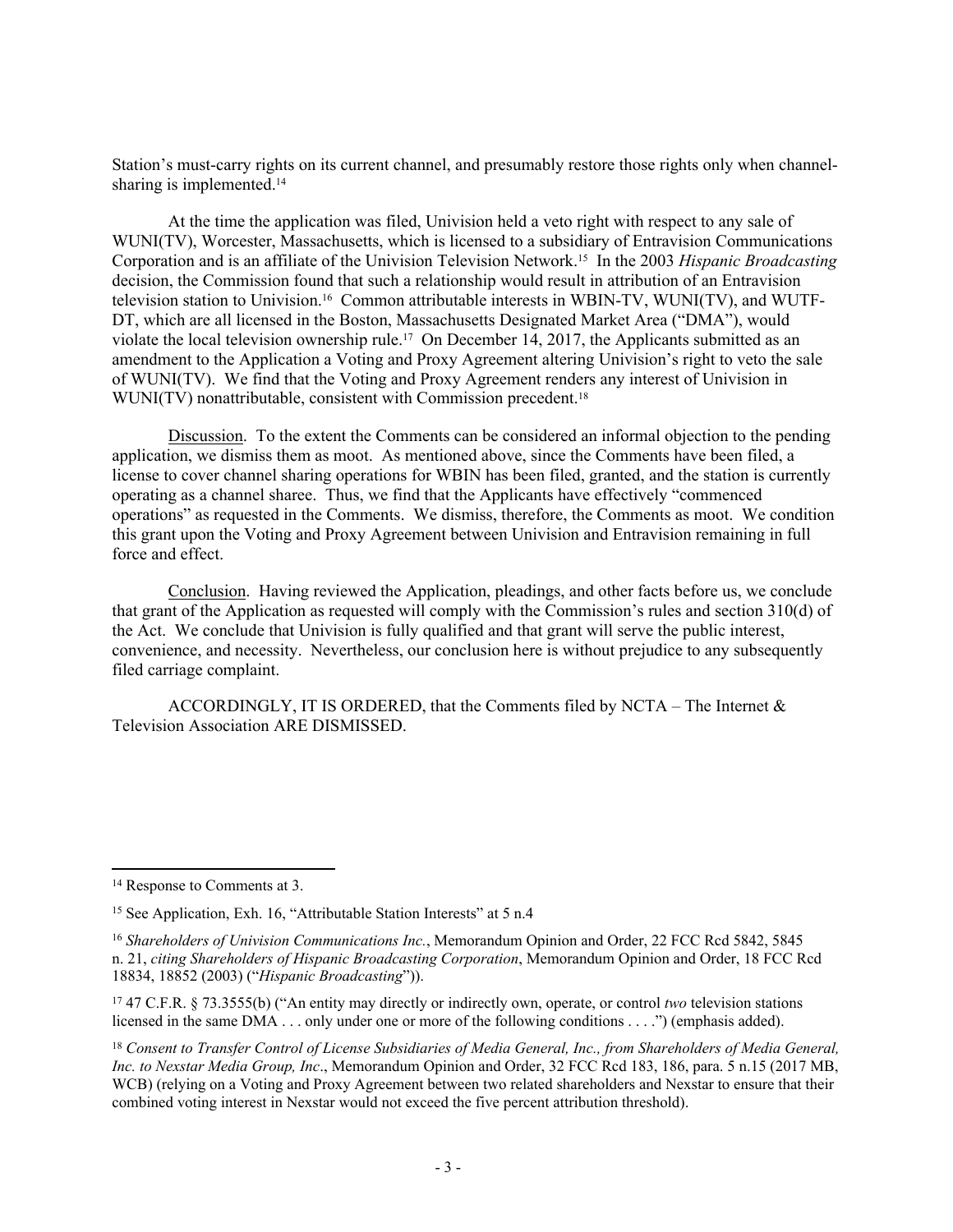Station's must-carry rights on its current channel, and presumably restore those rights only when channel-sharing is implemented.[14]

At the time the application was filed, Univision held a veto right with respect to any sale of WUNI(TV), Worcester, Massachusetts, which is licensed to a subsidiary of Entravision Communications Corporation and is an affiliate of the Univision Television Network.[15] In the 2003 *Hispanic Broadcasting* decision, the Commission found that such a relationship would result in attribution of an Entravision television station to Univision.[16] Common attributable interests in WBIN-TV, WUNI(TV), and WUTF-DT, which are all licensed in the Boston, Massachusetts Designated Market Area ("DMA"), would violate the local television ownership rule.[17] On December 14, 2017, the Applicants submitted as an amendment to the Application a Voting and Proxy Agreement altering Univision's right to veto the sale of WUNI(TV). We find that the Voting and Proxy Agreement renders any interest of Univision in WUNI(TV) nonattributable, consistent with Commission precedent.[18]

Discussion. To the extent the Comments can be considered an informal objection to the pending application, we dismiss them as moot. As mentioned above, since the Comments have been filed, a license to cover channel sharing operations for WBIN has been filed, granted, and the station is currently operating as a channel sharee. Thus, we find that the Applicants have effectively "commenced operations" as requested in the Comments. We dismiss, therefore, the Comments as moot. We condition this grant upon the Voting and Proxy Agreement between Univision and Entravision remaining in full force and effect.

Conclusion. Having reviewed the Application, pleadings, and other facts before us, we conclude that grant of the Application as requested will comply with the Commission's rules and section 310(d) of the Act. We conclude that Univision is fully qualified and that grant will serve the public interest, convenience, and necessity. Nevertheless, our conclusion here is without prejudice to any subsequently filed carriage complaint.

ACCORDINGLY, IT IS ORDERED, that the Comments filed by NCTA – The Internet & Television Association ARE DISMISSED.

---

[14] Response to Comments at 3.

[15] See Application, Exh. 16, "Attributable Station Interests" at 5 n.4

[16] *Shareholders of Univision Communications Inc.*, Memorandum Opinion and Order, 22 FCC Rcd 5842, 5845 n. 21, *citing Shareholders of Hispanic Broadcasting Corporation*, Memorandum Opinion and Order, 18 FCC Rcd 18834, 18852 (2003) ("*Hispanic Broadcasting*")).

[17] 47 C.F.R. § 73.3555(b) ("An entity may directly or indirectly own, operate, or control *two* television stations licensed in the same DMA . . . only under one or more of the following conditions . . . .") (emphasis added).

[18] *Consent to Transfer Control of License Subsidiaries of Media General, Inc., from Shareholders of Media General, Inc. to Nexstar Media Group, Inc*., Memorandum Opinion and Order, 32 FCC Rcd 183, 186, para. 5 n.15 (2017 MB, WCB) (relying on a Voting and Proxy Agreement between two related shareholders and Nexstar to ensure that their combined voting interest in Nexstar would not exceed the five percent attribution threshold).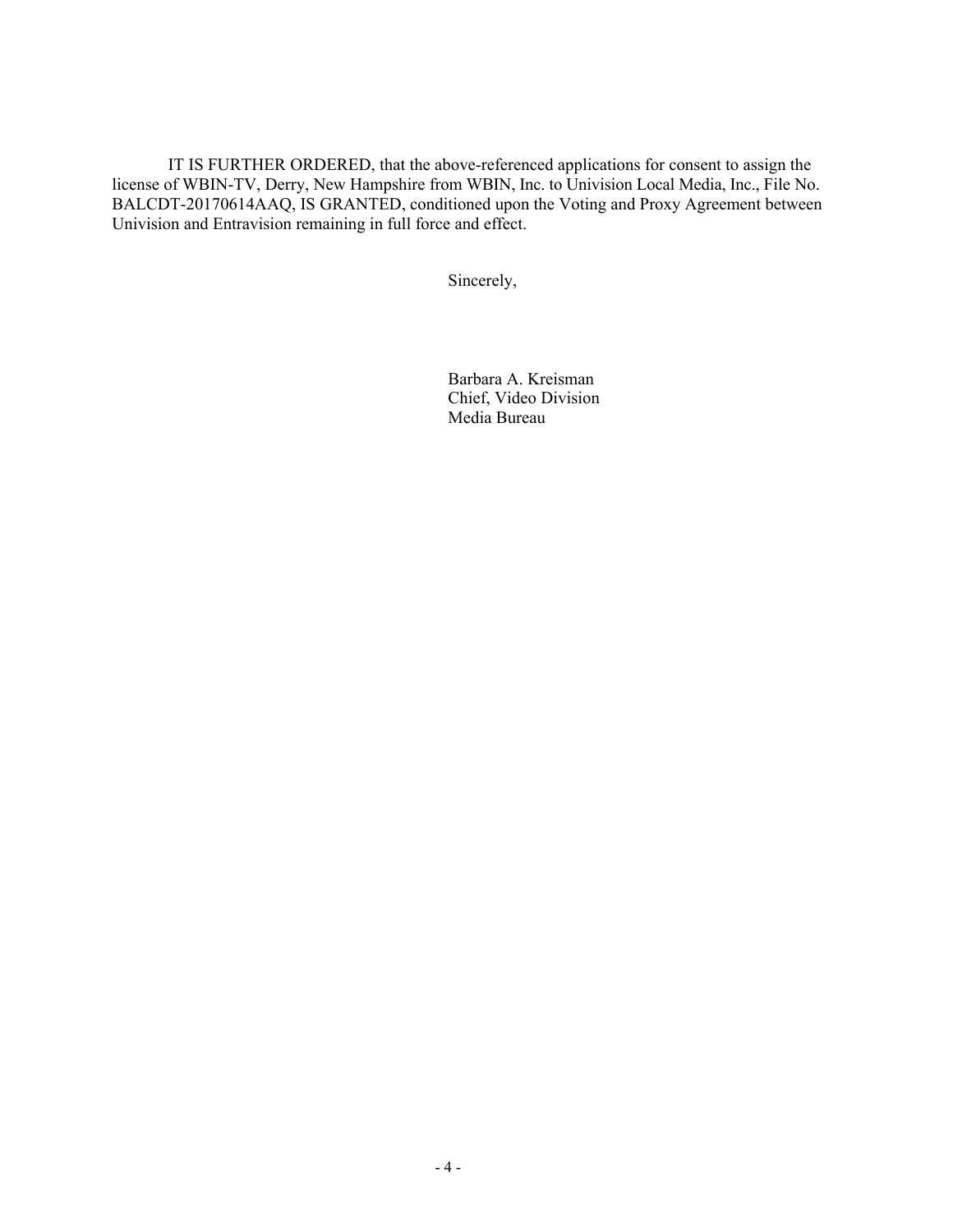IT IS FURTHER ORDERED, that the above-referenced applications for consent to assign the license of WBIN-TV, Derry, New Hampshire from WBIN, Inc. to Univision Local Media, Inc., File No. BALCDT-20170614AAQ, IS GRANTED, conditioned upon the Voting and Proxy Agreement between Univision and Entravision remaining in full force and effect.

Sincerely,

Barbara A. Kreisman
Chief, Video Division
Media Bureau